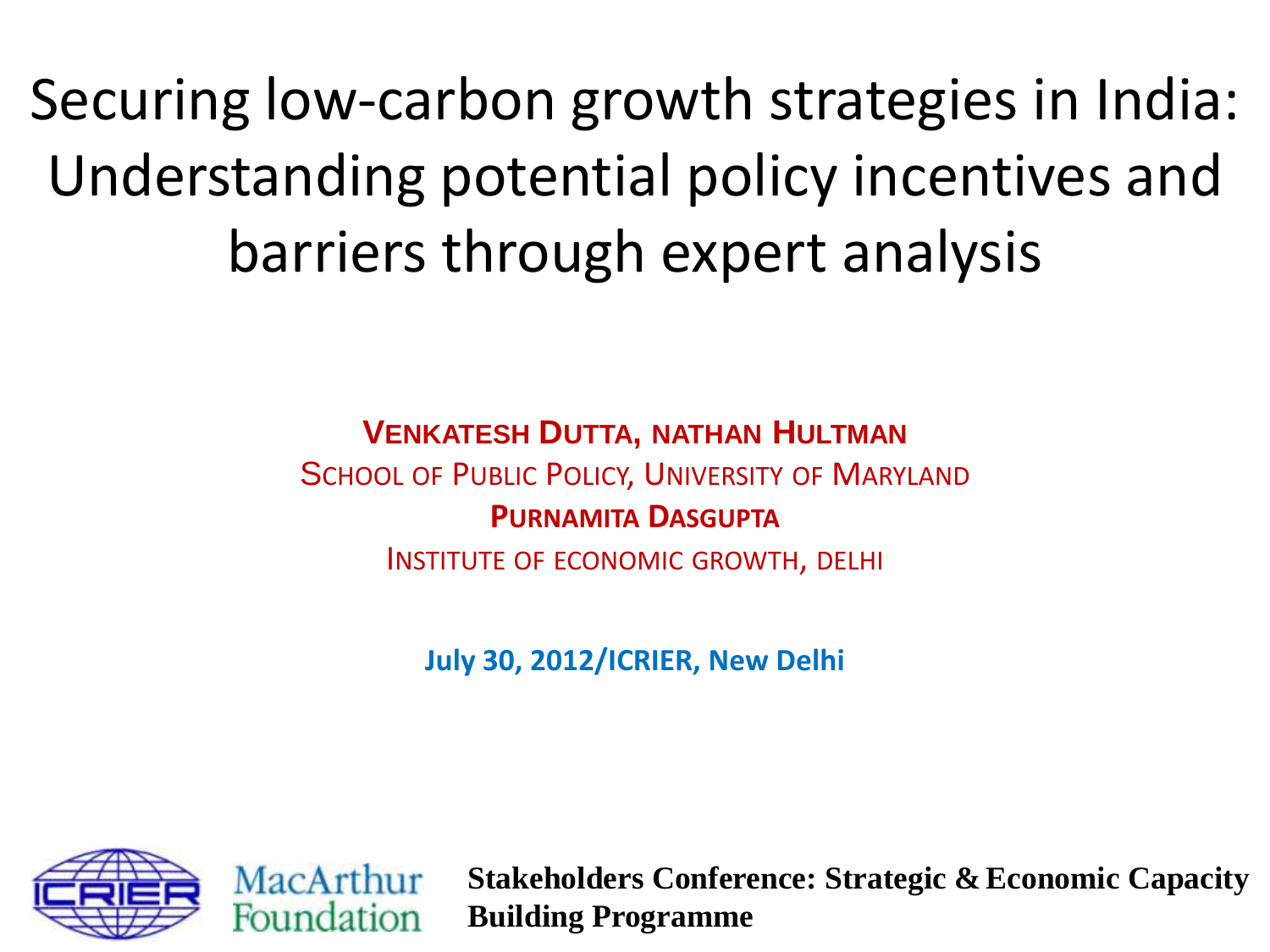# Securing low-carbon growth strategies in India: Understanding potential policy incentives and barriers through expert analysis

**VENKATESH DUTTA, NATHAN HULTMAN**

SCHOOL OF PUBLIC POLICY, UNIVERSITY OF MARYLAND

**PURNAMITA DASGUPTA**

INSTITUTE OF ECONOMIC GROWTH, DELHI

**July 30, 2012/ICRIER, New Delhi**

ICRIER

MacArthur Foundation

**Stakeholders Conference: Strategic & Economic Capacity Building Programme**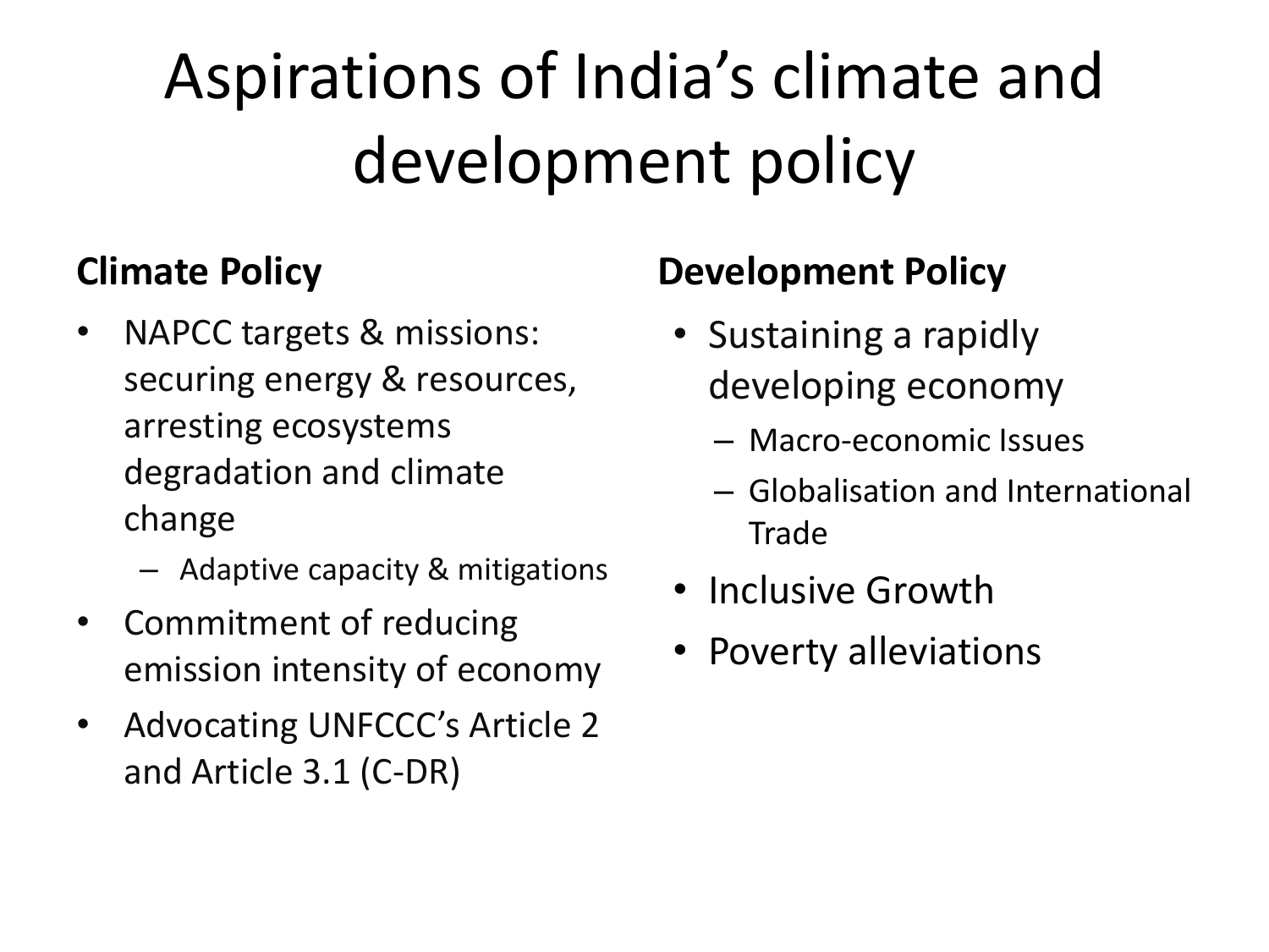# Aspirations of India’s climate and development policy

## Climate Policy

- NAPCC targets & missions: securing energy & resources, arresting ecosystems degradation and climate change
  - Adaptive capacity & mitigations
- Commitment of reducing emission intensity of economy
- Advocating UNFCCC’s Article 2 and Article 3.1 (C-DR)

## Development Policy

- Sustaining a rapidly developing economy
  - Macro-economic Issues
  - Globalisation and International Trade
- Inclusive Growth
- Poverty alleviations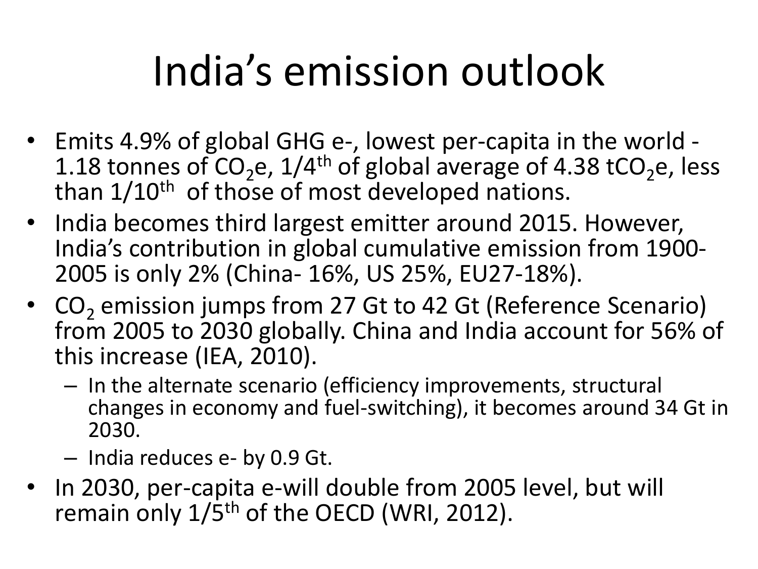# India's emission outlook

- Emits 4.9% of global GHG e-, lowest per-capita in the world - 1.18 tonnes of $CO_2$e, 1/4th of global average of 4.38 t$CO_2$e, less than 1/10th of those of most developed nations.
- India becomes third largest emitter around 2015. However, India's contribution in global cumulative emission from 1900-2005 is only 2% (China- 16%, US 25%, EU27-18%).
- $CO_2$ emission jumps from 27 Gt to 42 Gt (Reference Scenario) from 2005 to 2030 globally. China and India account for 56% of this increase (IEA, 2010).
  - In the alternate scenario (efficiency improvements, structural changes in economy and fuel-switching), it becomes around 34 Gt in 2030.
  - India reduces e- by 0.9 Gt.
- In 2030, per-capita e-will double from 2005 level, but will remain only 1/5th of the OECD (WRI, 2012).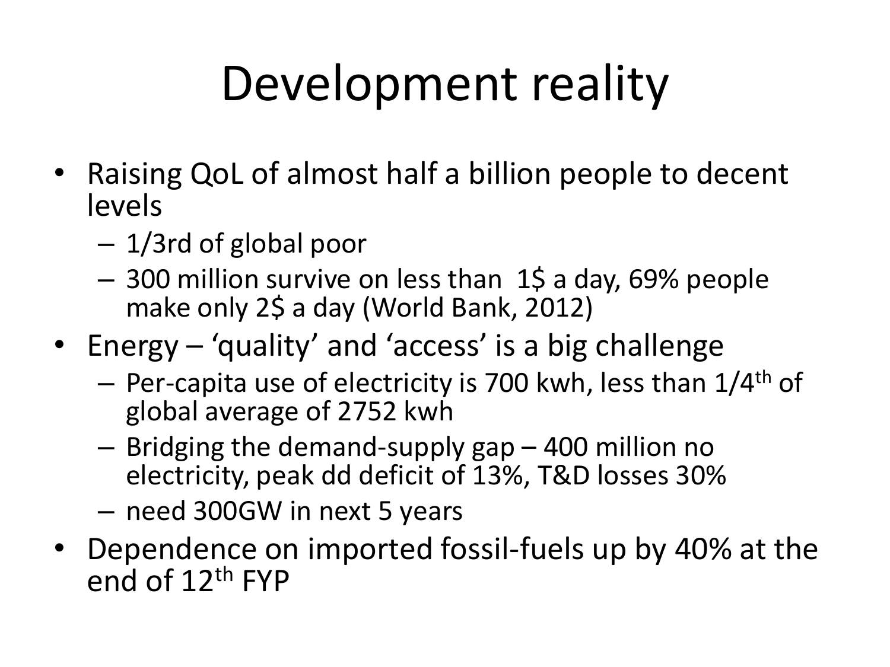# Development reality

- Raising QoL of almost half a billion people to decent levels
  - 1/3rd of global poor
  - 300 million survive on less than 1$ a day, 69% people make only 2$ a day (World Bank, 2012)
- Energy – 'quality' and 'access' is a big challenge
  - Per-capita use of electricity is 700 kwh, less than 1/4$^{th}$ of global average of 2752 kwh
  - Bridging the demand-supply gap – 400 million no electricity, peak dd deficit of 13%, T&D losses 30%
  - need 300GW in next 5 years
- Dependence on imported fossil-fuels up by 40% at the end of 12$^{th}$ FYP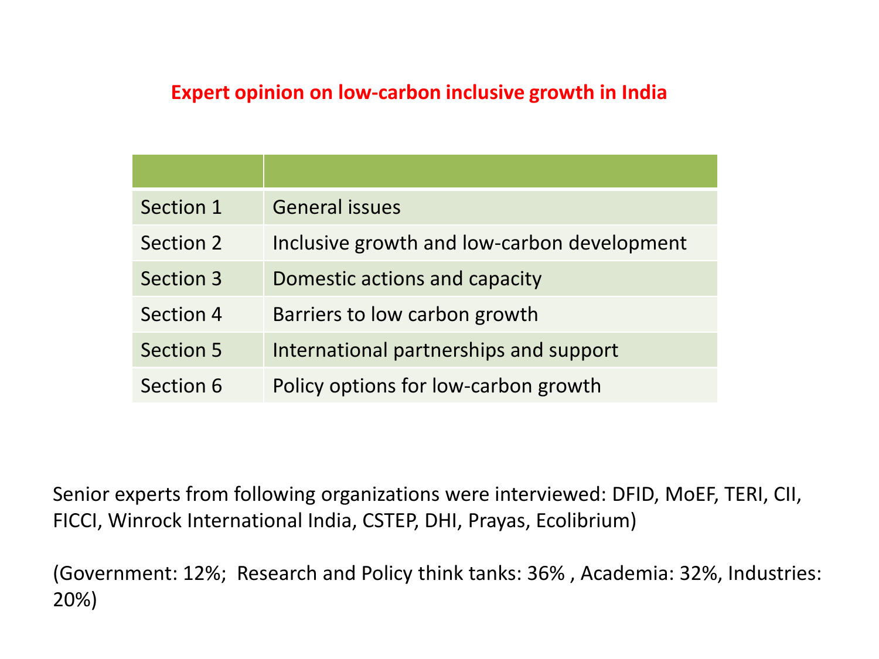## Expert opinion on low-carbon inclusive growth in India

| | |
|---|---|
| Section 1 | General issues |
| Section 2 | Inclusive growth and low-carbon development |
| Section 3 | Domestic actions and capacity |
| Section 4 | Barriers to low carbon growth |
| Section 5 | International partnerships and support |
| Section 6 | Policy options for low-carbon growth |

Senior experts from following organizations were interviewed: DFID, MoEF, TERI, CII, FICCI, Winrock International India, CSTEP, DHI, Prayas, Ecolibrium)

(Government: 12%; Research and Policy think tanks: 36% , Academia: 32%, Industries: 20%)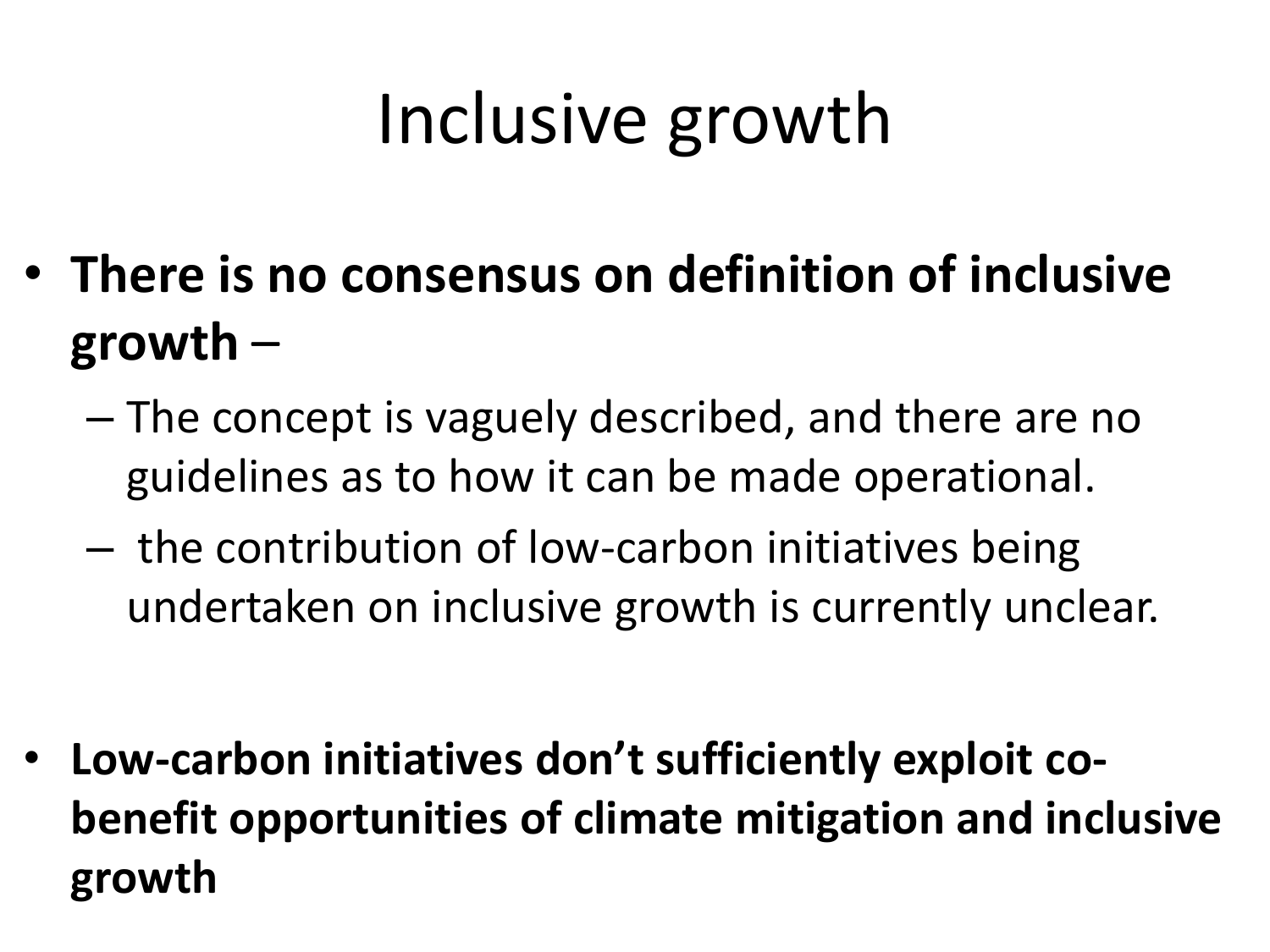# Inclusive growth

- **There is no consensus on definition of inclusive growth** –
  - The concept is vaguely described, and there are no guidelines as to how it can be made operational.
  - the contribution of low-carbon initiatives being undertaken on inclusive growth is currently unclear.

- **Low-carbon initiatives don't sufficiently exploit co-benefit opportunities of climate mitigation and inclusive growth**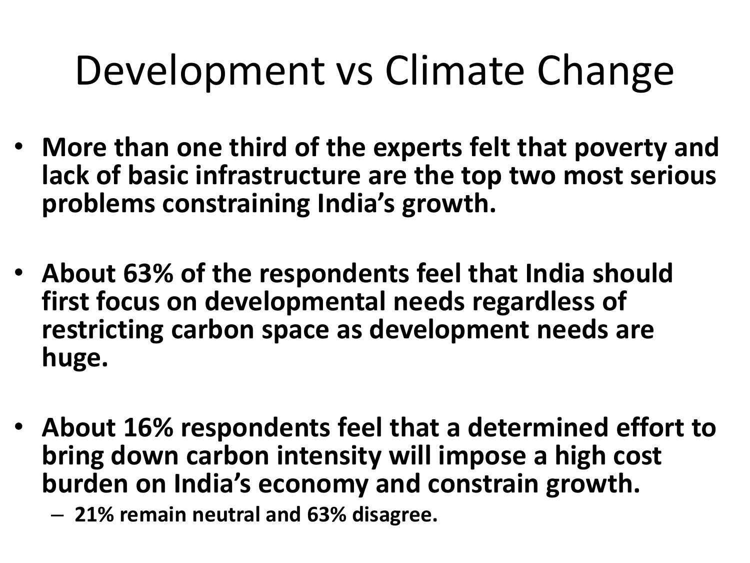# Development vs Climate Change

- **More than one third of the experts felt that poverty and lack of basic infrastructure are the top two most serious problems constraining India's growth.**
- **About 63% of the respondents feel that India should first focus on developmental needs regardless of restricting carbon space as development needs are huge.**
- **About 16% respondents feel that a determined effort to bring down carbon intensity will impose a high cost burden on India's economy and constrain growth.**
  - **21% remain neutral and 63% disagree.**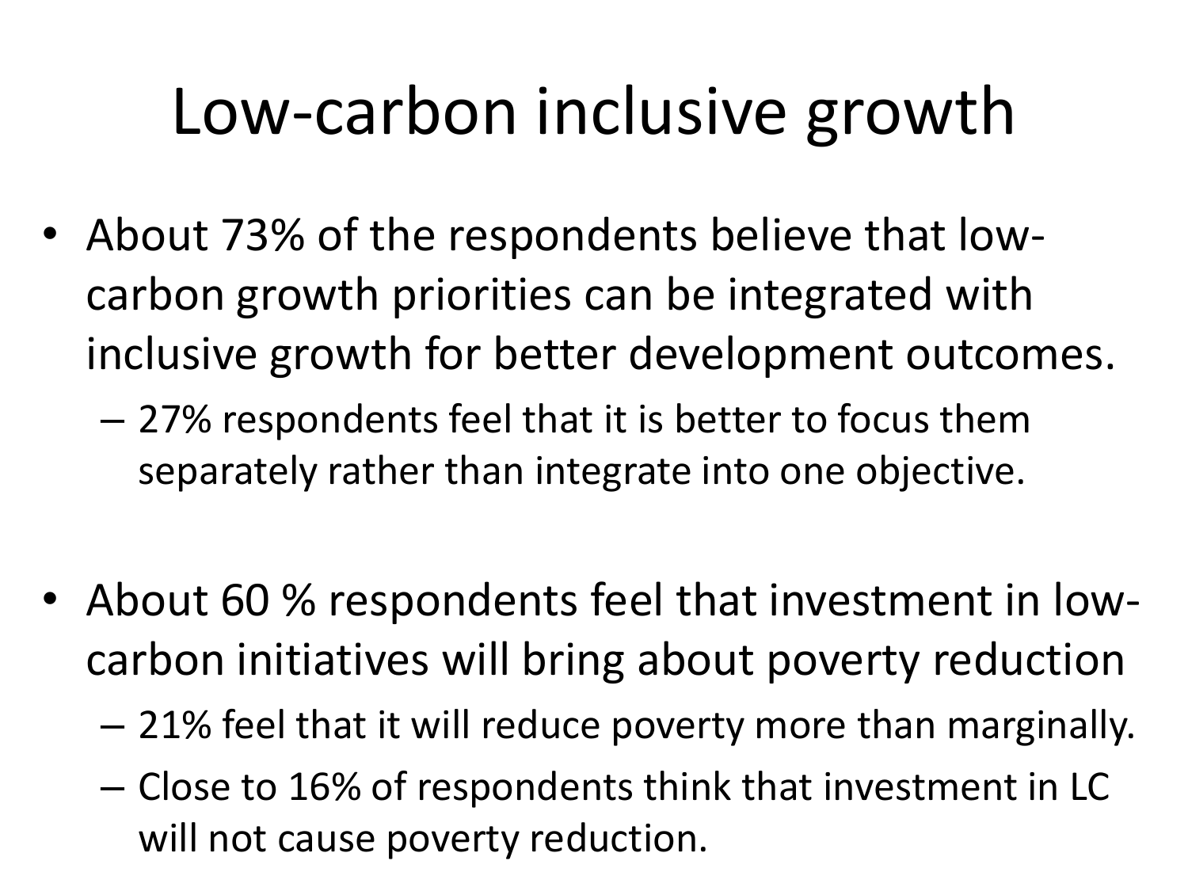# Low-carbon inclusive growth

- About 73% of the respondents believe that low-carbon growth priorities can be integrated with inclusive growth for better development outcomes.
  - 27% respondents feel that it is better to focus them separately rather than integrate into one objective.
- About 60 % respondents feel that investment in low-carbon initiatives will bring about poverty reduction
  - 21% feel that it will reduce poverty more than marginally.
  - Close to 16% of respondents think that investment in LC will not cause poverty reduction.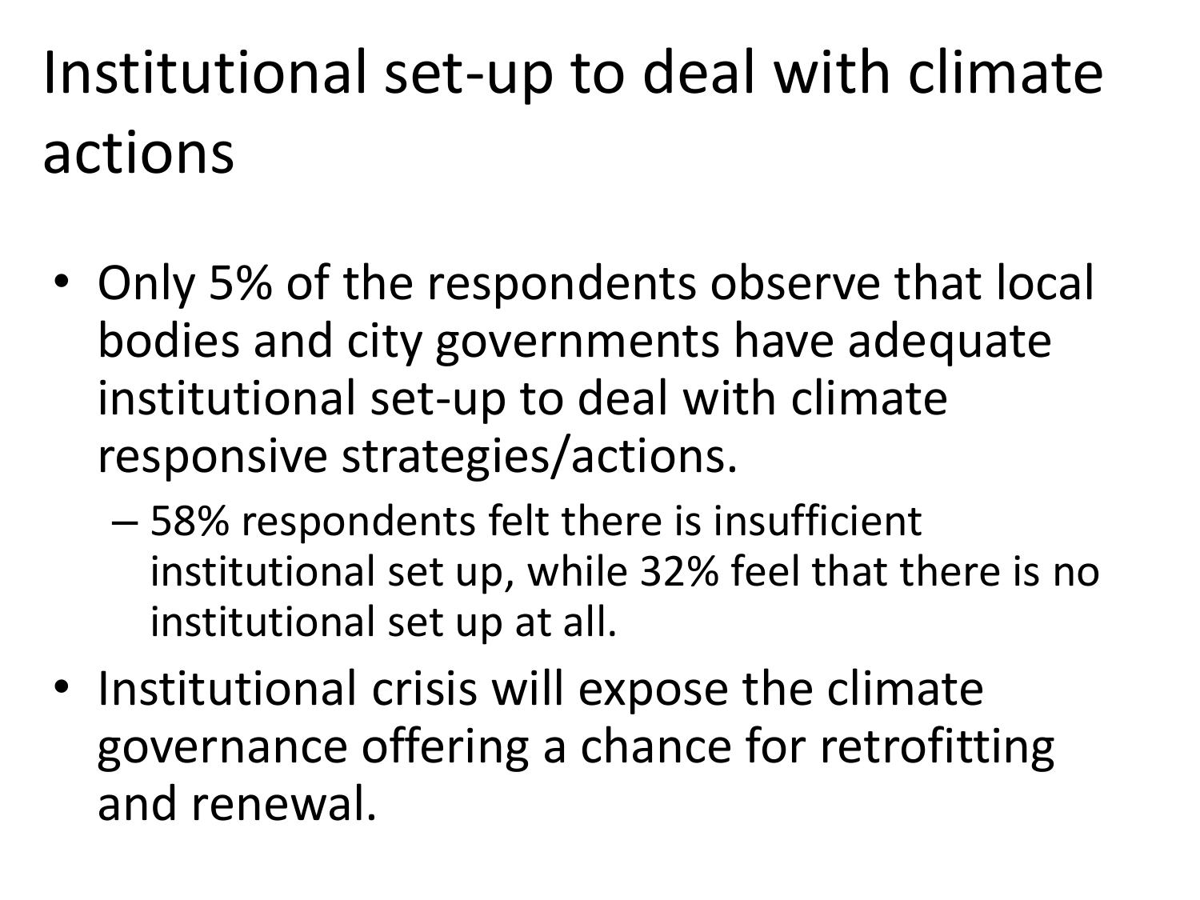# Institutional set-up to deal with climate actions

- Only 5% of the respondents observe that local bodies and city governments have adequate institutional set-up to deal with climate responsive strategies/actions.
  - 58% respondents felt there is insufficient institutional set up, while 32% feel that there is no institutional set up at all.
- Institutional crisis will expose the climate governance offering a chance for retrofitting and renewal.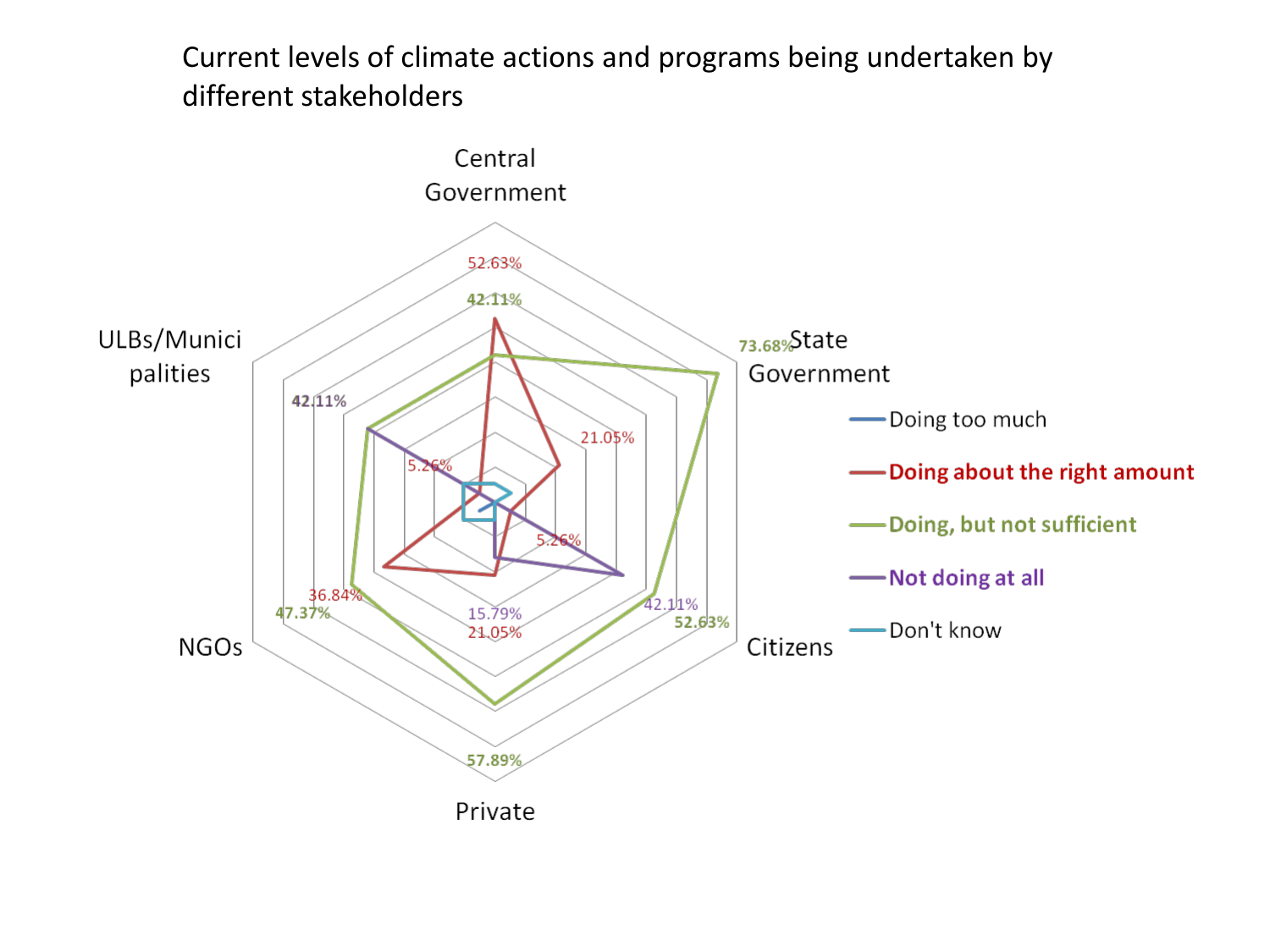Current levels of climate actions and programs being undertaken by different stakeholders

Central Government

52.63%

42.11%

State Government

73.68%

21.05%

ULBs/Municipalities

42.11%

5.26%

5.26%

Citizens

42.11%

52.63%

NGOs

36.84%

47.37%

15.79%

21.05%

57.89%

Private

- Doing too much
- Doing about the right amount
- Doing, but not sufficient
- Not doing at all
- Don't know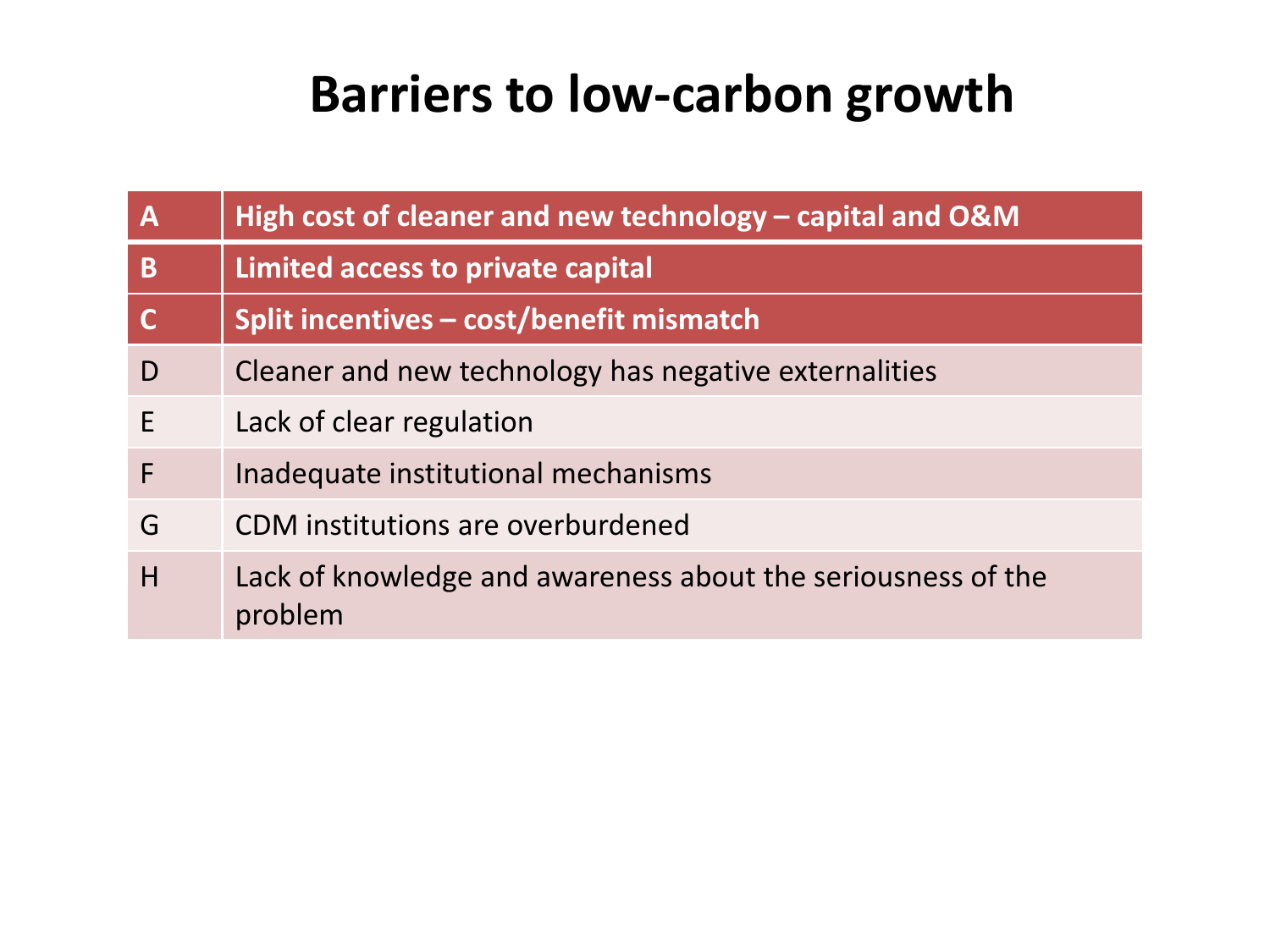# Barriers to low-carbon growth

| | |
|---|---|
| **A** | **High cost of cleaner and new technology – capital and O&M** |
| **B** | **Limited access to private capital** |
| **C** | **Split incentives – cost/benefit mismatch** |
| D | Cleaner and new technology has negative externalities |
| E | Lack of clear regulation |
| F | Inadequate institutional mechanisms |
| G | CDM institutions are overburdened |
| H | Lack of knowledge and awareness about the seriousness of the problem |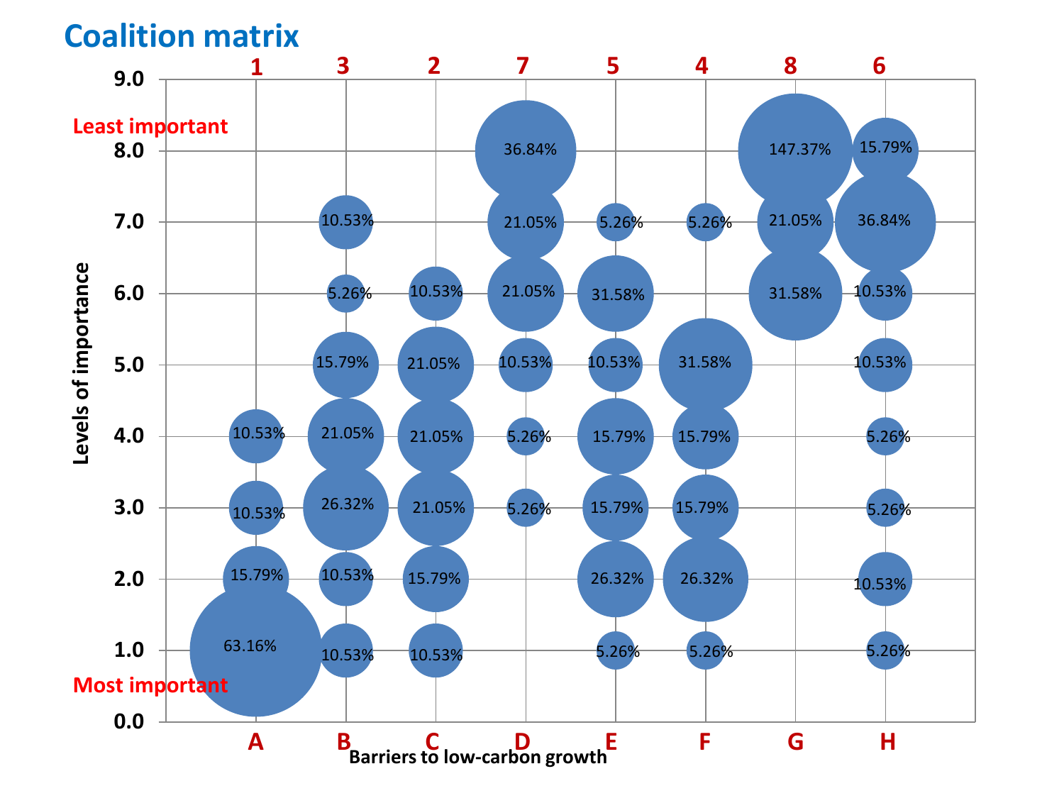# Coalition matrix

| Levels of importance | A (1) | B (3) | C (2) | D (7) | E (5) | F (4) | G (8) | H (6) |
|---|---|---|---|---|---|---|---|---|
| 8.0 (Least important) | | | | 36.84% | | | 147.37% | 15.79% |
| 7.0 | | 10.53% | | 21.05% | 5.26% | 5.26% | 21.05% | 36.84% |
| 6.0 | | 5.26% | 10.53% | 21.05% | 31.58% | | 31.58% | 10.53% |
| 5.0 | | 15.79% | 21.05% | 10.53% | 10.53% | 31.58% | | 10.53% |
| 4.0 | 10.53% | 21.05% | 21.05% | 5.26% | 15.79% | 15.79% | | 5.26% |
| 3.0 | 10.53% | 26.32% | 21.05% | 5.26% | 15.79% | 15.79% | | 5.26% |
| 2.0 | 15.79% | 10.53% | 15.79% | | 26.32% | 26.32% | | 10.53% |
| 1.0 (Most important) | 63.16% | 10.53% | 10.53% | | 5.26% | 5.26% | | 5.26% |

Barriers to low-carbon growth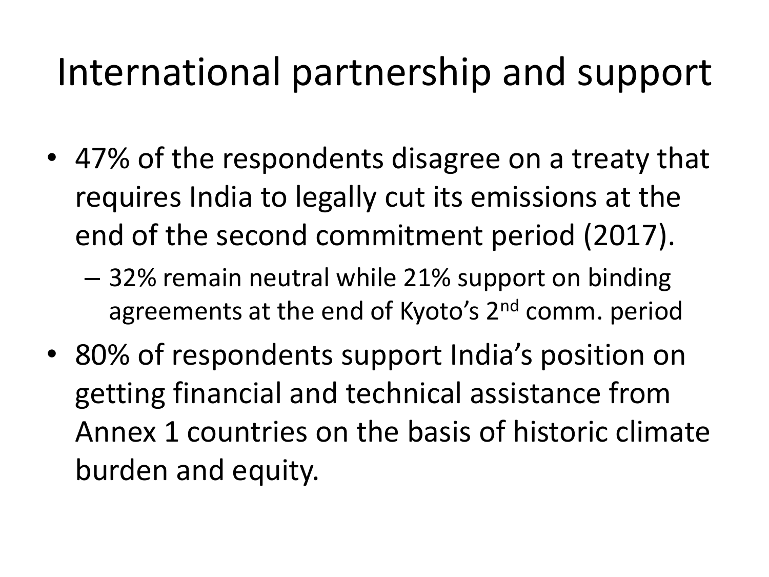# International partnership and support

- 47% of the respondents disagree on a treaty that requires India to legally cut its emissions at the end of the second commitment period (2017).
  - 32% remain neutral while 21% support on binding agreements at the end of Kyoto's 2nd comm. period
- 80% of respondents support India's position on getting financial and technical assistance from Annex 1 countries on the basis of historic climate burden and equity.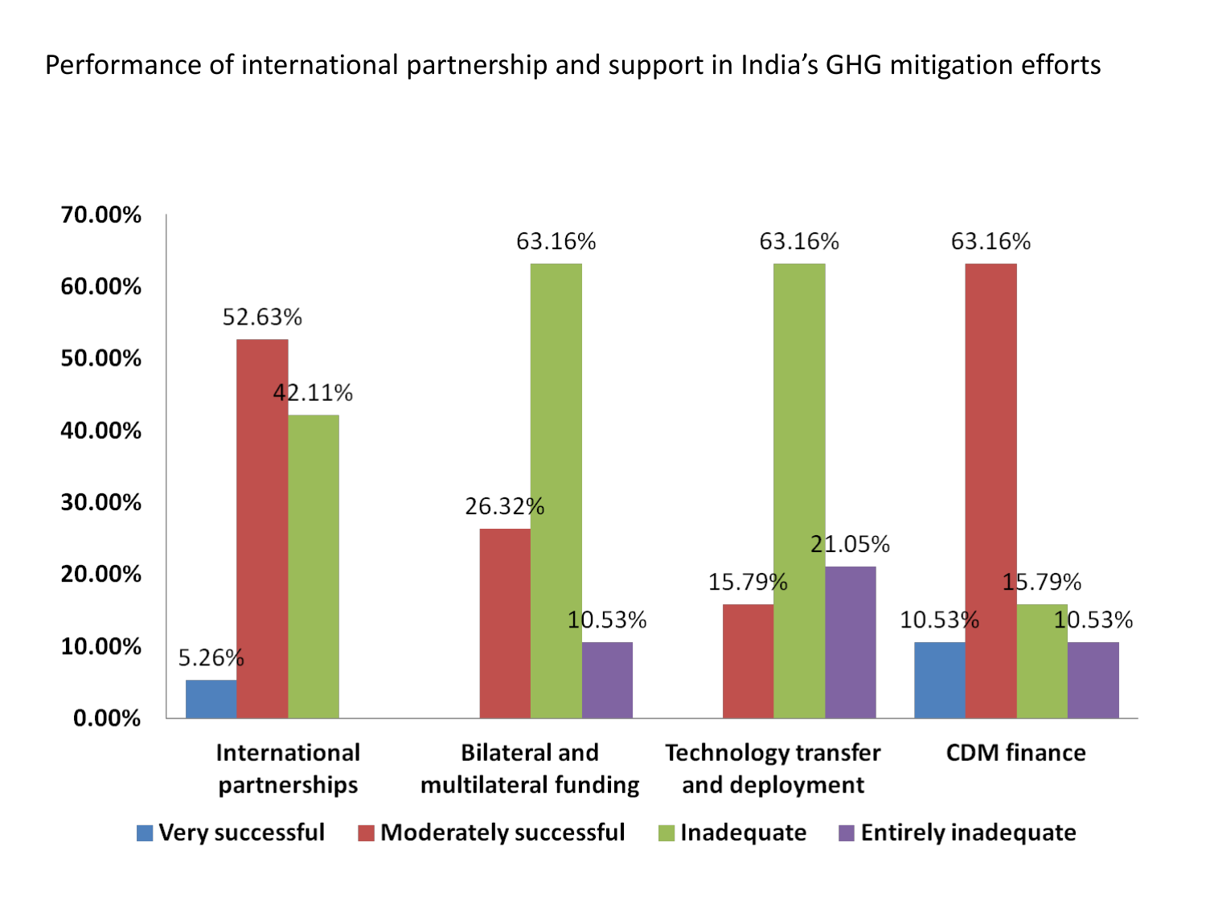Performance of international partnership and support in India's GHG mitigation efforts

| | Very successful | Moderately successful | Inadequate | Entirely inadequate |
|---|---|---|---|---|
| International partnerships | 5.26% | 52.63% | 42.11% | |
| Bilateral and multilateral funding | | 26.32% | 63.16% | 10.53% |
| Technology transfer and deployment | | 15.79% | 63.16% | 21.05% |
| CDM finance | 10.53% | 63.16% | 15.79% | 10.53% |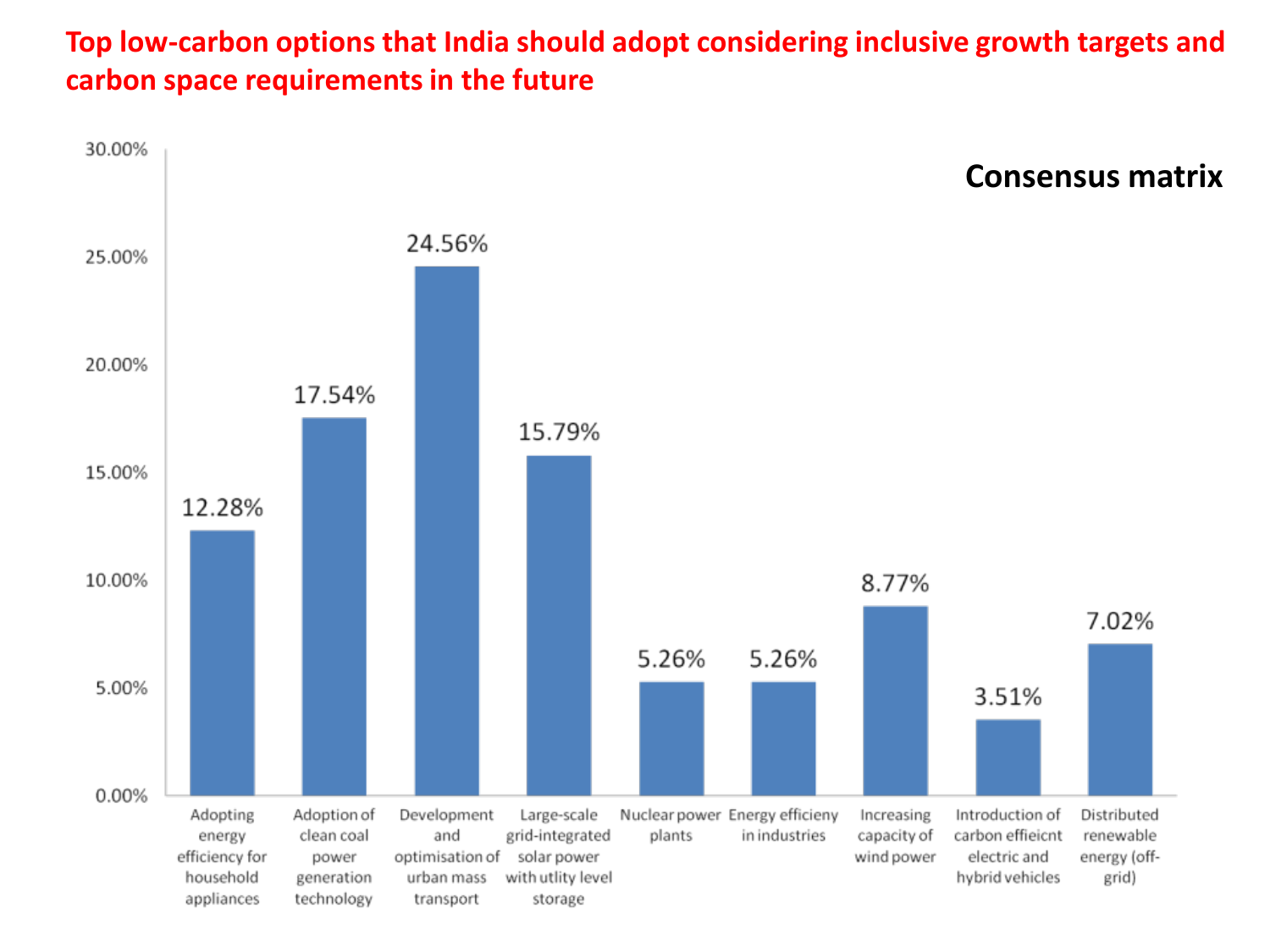# Top low-carbon options that India should adopt considering inclusive growth targets and carbon space requirements in the future

**Consensus matrix**

| Option | Share |
| --- | --- |
| Adopting energy efficiency for household appliances | 12.28% |
| Adoption of clean coal power generation technology | 17.54% |
| Development and optimisation of urban mass transport | 24.56% |
| Large-scale grid-integrated solar power with utlity level storage | 15.79% |
| Nuclear power plants | 5.26% |
| Energy efficieny in industries | 5.26% |
| Increasing capacity of wind power | 8.77% |
| Introduction of carbon effieicnt electric and hybrid vehicles | 3.51% |
| Distributed renewable energy (off-grid) | 7.02% |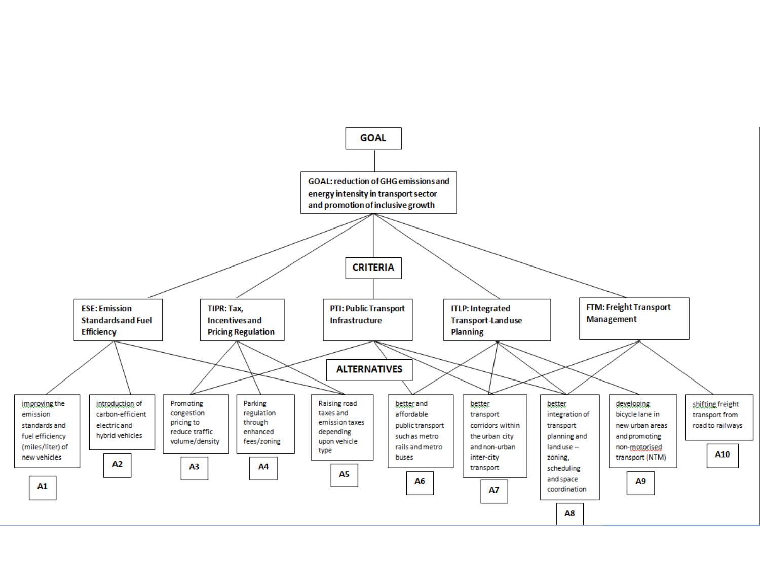GOAL

GOAL: reduction of GHG emissions and energy intensity in transport sector and promotion of inclusive growth

CRITERIA

- ESE: Emission Standards and Fuel Efficiency
- TIPR: Tax, Incentives and Pricing Regulation
- PTI: Public Transport Infrastructure
- ITLP: Integrated Transport-Land use Planning
- FTM: Freight Transport Management

ALTERNATIVES

- A1: improving the emission standards and fuel efficiency (miles/liter) of new vehicles
- A2: introduction of carbon-efficient electric and hybrid vehicles
- A3: Promoting congestion pricing to reduce traffic volume/density
- A4: Parking regulation through enhanced fees/zoning
- A5: Raising road taxes and emission taxes depending upon vehicle type
- A6: better and affordable public transport such as metro rails and metro buses
- A7: better transport corridors within the urban city and non-urban inter-city transport
- A8: better integration of transport planning and land use – zoning, scheduling and space coordination
- A9: developing bicycle lane in new urban areas and promoting non-motorised transport (NTM)
- A10: shifting freight transport from road to railways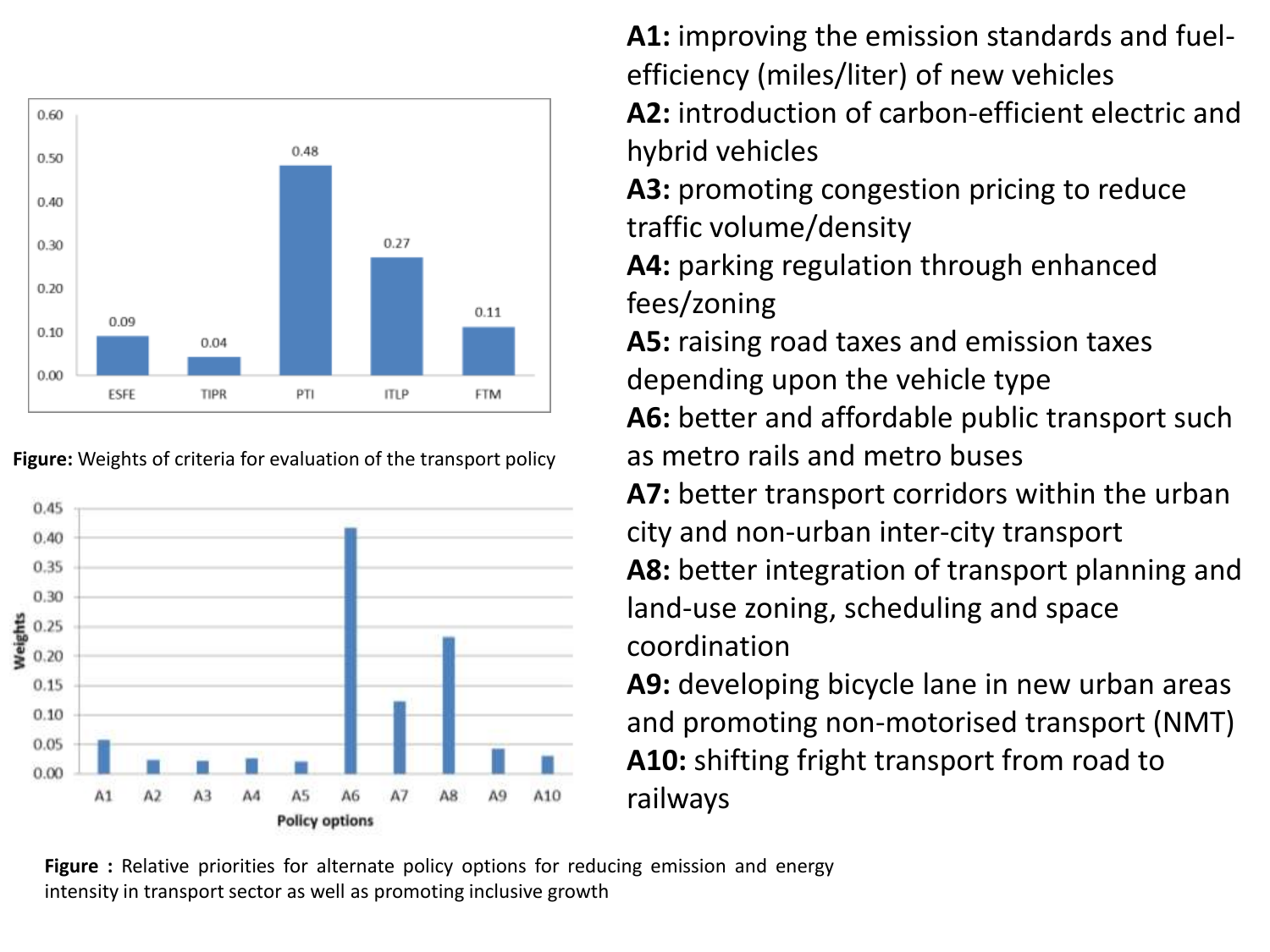| Criteria | Weight |
|---|---|
| ESFE | 0.09 |
| TIPR | 0.04 |
| PTI | 0.48 |
| ITLP | 0.27 |
| FTM | 0.11 |

**Figure:** Weights of criteria for evaluation of the transport policy

**Figure :** Relative priorities for alternate policy options for reducing emission and energy intensity in transport sector as well as promoting inclusive growth

**A1:** improving the emission standards and fuel-efficiency (miles/liter) of new vehicles

**A2:** introduction of carbon-efficient electric and hybrid vehicles

**A3:** promoting congestion pricing to reduce traffic volume/density

**A4:** parking regulation through enhanced fees/zoning

**A5:** raising road taxes and emission taxes depending upon the vehicle type

**A6:** better and affordable public transport such as metro rails and metro buses

**A7:** better transport corridors within the urban city and non-urban inter-city transport

**A8:** better integration of transport planning and land-use zoning, scheduling and space coordination

**A9:** developing bicycle lane in new urban areas and promoting non-motorised transport (NMT)

**A10:** shifting fright transport from road to railways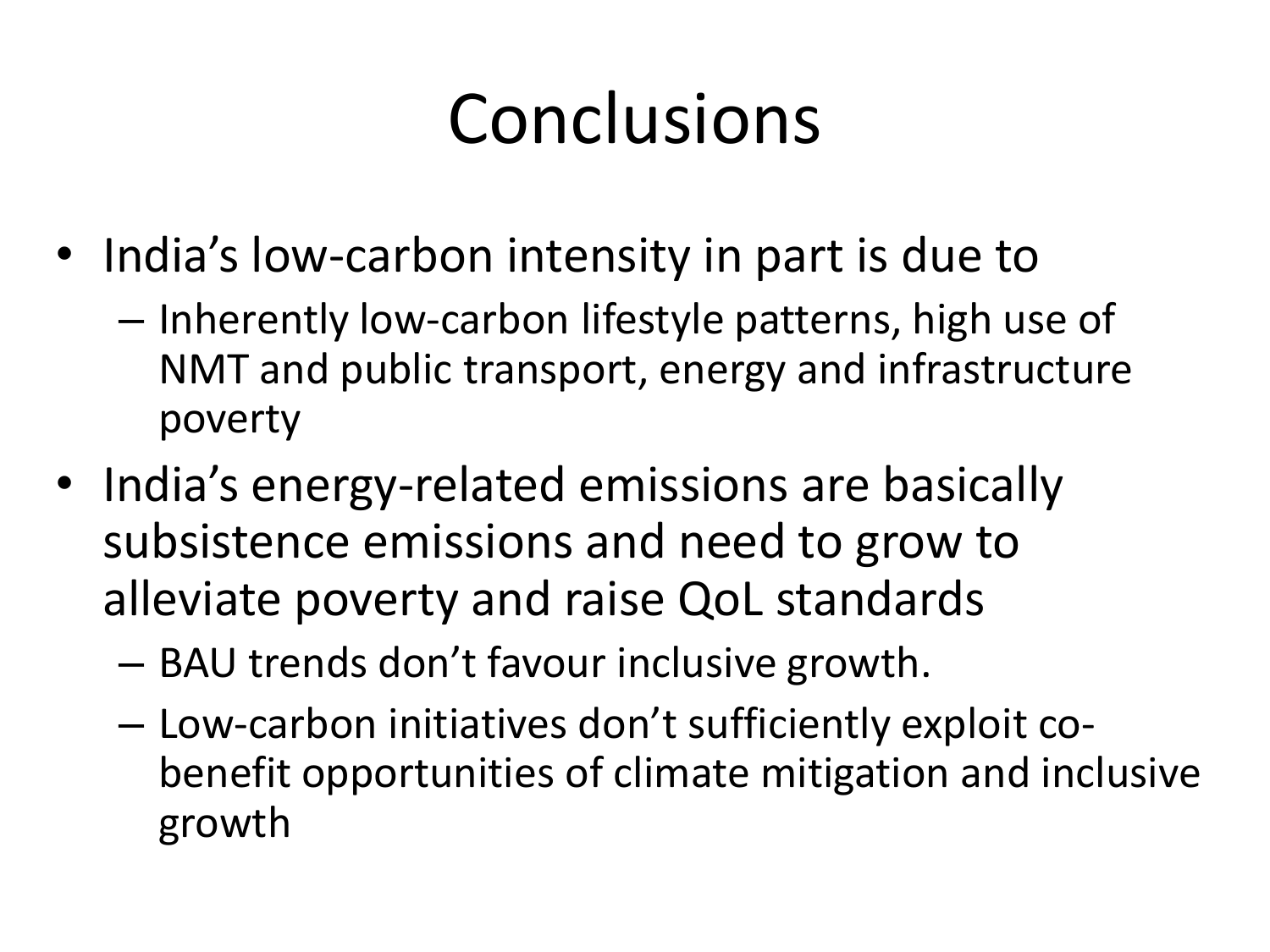# Conclusions

- India's low-carbon intensity in part is due to
  - Inherently low-carbon lifestyle patterns, high use of NMT and public transport, energy and infrastructure poverty
- India's energy-related emissions are basically subsistence emissions and need to grow to alleviate poverty and raise QoL standards
  - BAU trends don't favour inclusive growth.
  - Low-carbon initiatives don't sufficiently exploit co-benefit opportunities of climate mitigation and inclusive growth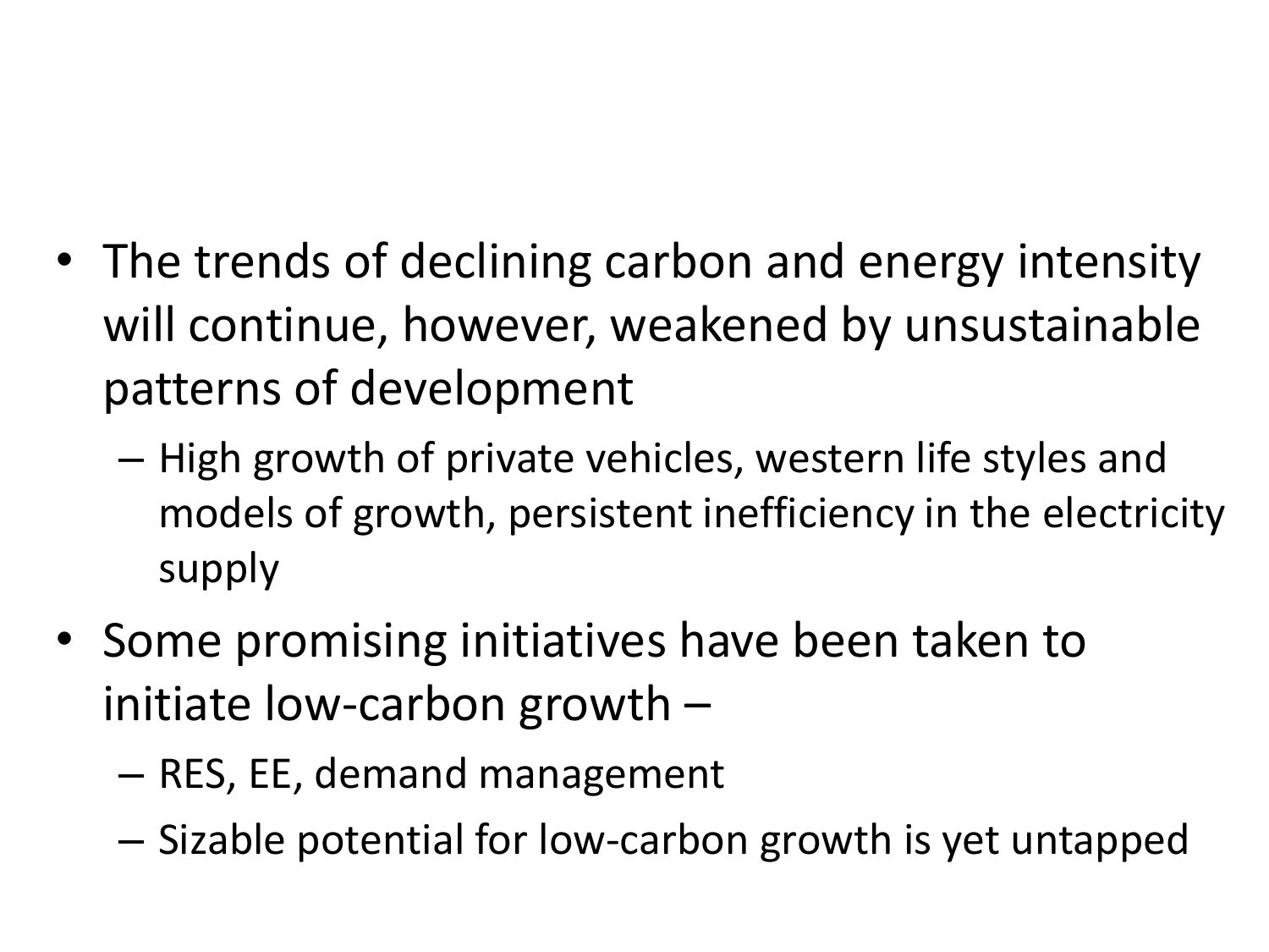- The trends of declining carbon and energy intensity will continue, however, weakened by unsustainable patterns of development
  - High growth of private vehicles, western life styles and models of growth, persistent inefficiency in the electricity supply
- Some promising initiatives have been taken to initiate low-carbon growth –
  - RES, EE, demand management
  - Sizable potential for low-carbon growth is yet untapped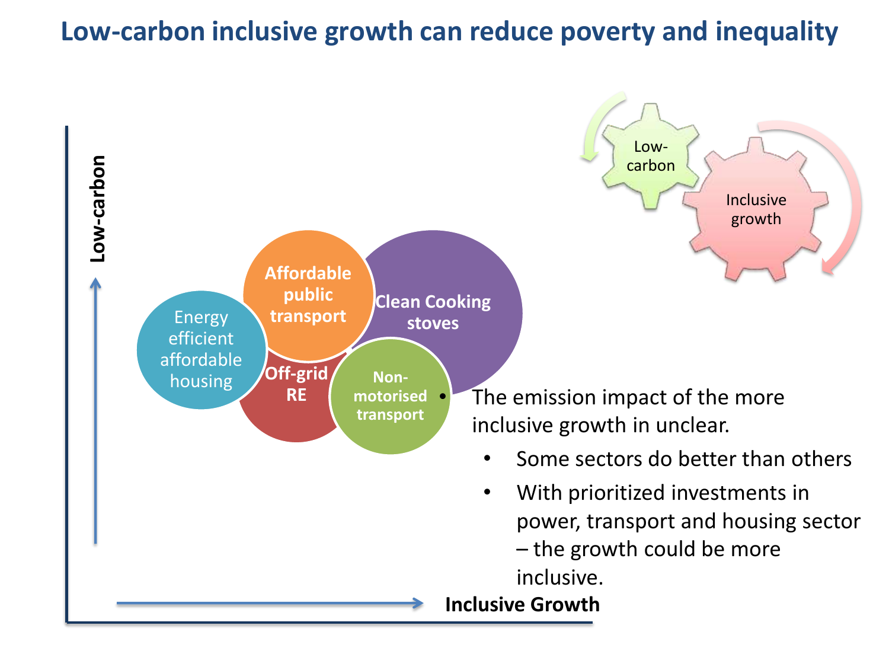# Low-carbon inclusive growth can reduce poverty and inequality

Low-carbon

Inclusive Growth

Energy efficient affordable housing

Affordable public transport

Clean Cooking stoves

Off-grid RE

Non-motorised transport

Low-carbon

Inclusive growth

- The emission impact of the more inclusive growth in unclear.
  - Some sectors do better than others
  - With prioritized investments in power, transport and housing sector – the growth could be more inclusive.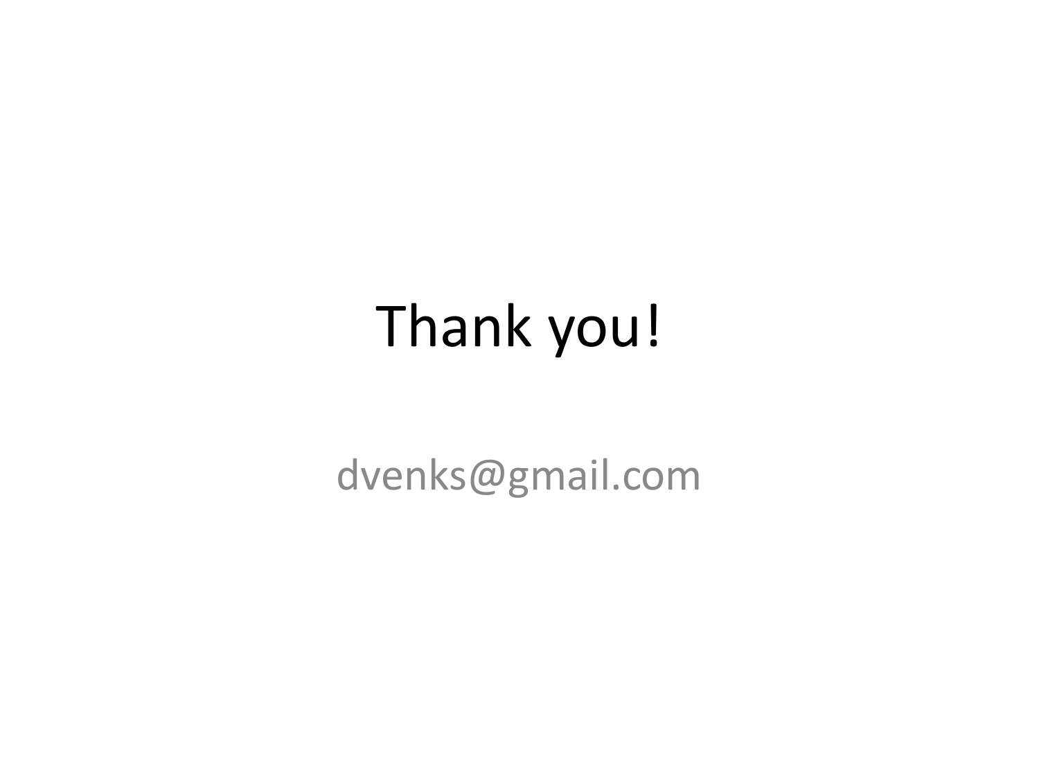# Thank you!

dvenks@gmail.com